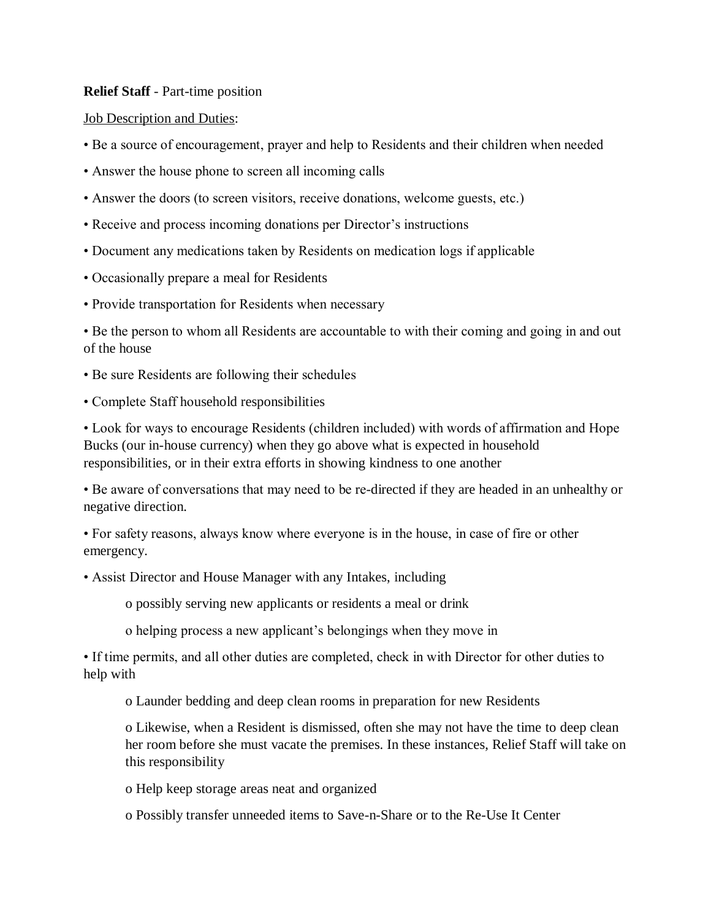**Relief Staff** - Part-time position

<u>Job Description and Duties</u>:

- Be a source of encouragement, prayer and help to Residents and their children when needed
- Answer the house phone to screen all incoming calls
- Answer the doors (to screen visitors, receive donations, welcome guests, etc.)
- Receive and process incoming donations per Director's instructions
- Document any medications taken by Residents on medication logs if applicable
- Occasionally prepare a meal for Residents
- Provide transportation for Residents when necessary
- Be the person to whom all Residents are accountable to with their coming and going in and out of the house
- Be sure Residents are following their schedules
- Complete Staff household responsibilities
- Look for ways to encourage Residents (children included) with words of affirmation and Hope Bucks (our in-house currency) when they go above what is expected in household responsibilities, or in their extra efforts in showing kindness to one another
- Be aware of conversations that may need to be re-directed if they are headed in an unhealthy or negative direction.
- For safety reasons, always know where everyone is in the house, in case of fire or other emergency.
- Assist Director and House Manager with any Intakes, including
    - possibly serving new applicants or residents a meal or drink
    - helping process a new applicant's belongings when they move in
- If time permits, and all other duties are completed, check in with Director for other duties to help with
    - Launder bedding and deep clean rooms in preparation for new Residents
    - Likewise, when a Resident is dismissed, often she may not have the time to deep clean her room before she must vacate the premises. In these instances, Relief Staff will take on this responsibility
    - Help keep storage areas neat and organized
    - Possibly transfer unneeded items to Save-n-Share or to the Re-Use It Center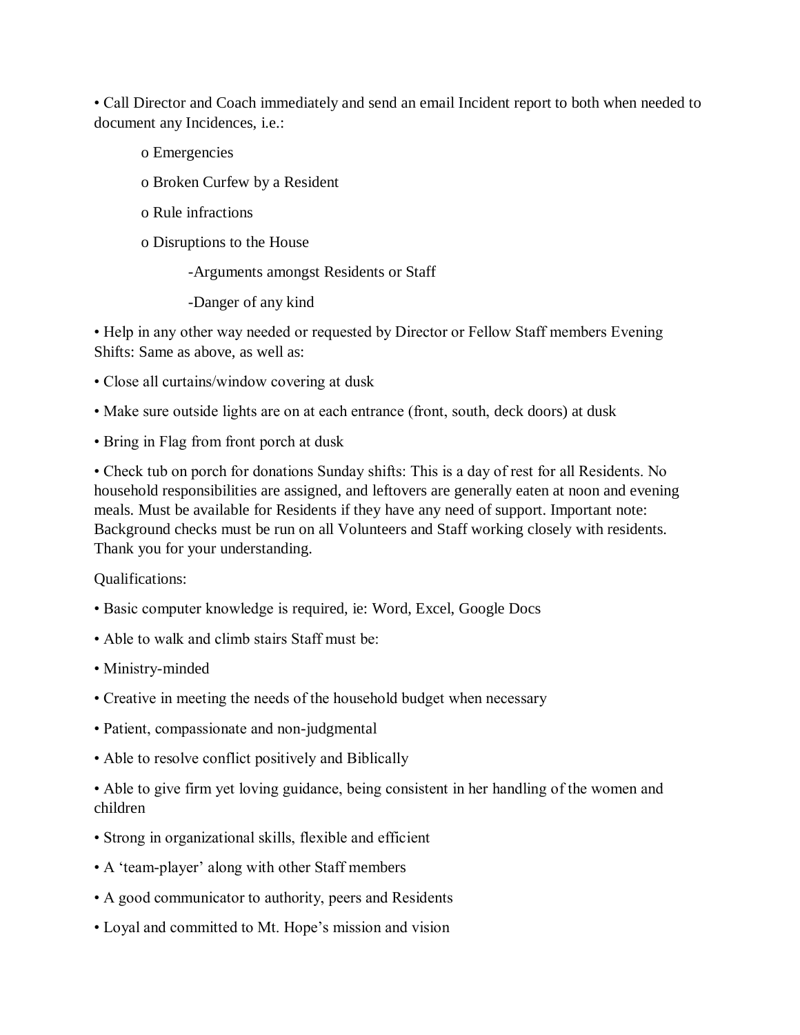- Call Director and Coach immediately and send an email Incident report to both when needed to document any Incidences, i.e.:
    - Emergencies
    - Broken Curfew by a Resident
    - Rule infractions
    - Disruptions to the House
        - -Arguments amongst Residents or Staff
        - -Danger of any kind
- Help in any other way needed or requested by Director or Fellow Staff members Evening Shifts: Same as above, as well as:
- Close all curtains/window covering at dusk
- Make sure outside lights are on at each entrance (front, south, deck doors) at dusk
- Bring in Flag from front porch at dusk
- Check tub on porch for donations Sunday shifts: This is a day of rest for all Residents. No household responsibilities are assigned, and leftovers are generally eaten at noon and evening meals. Must be available for Residents if they have any need of support. Important note: Background checks must be run on all Volunteers and Staff working closely with residents. Thank you for your understanding.

Qualifications:

- Basic computer knowledge is required, ie: Word, Excel, Google Docs
- Able to walk and climb stairs Staff must be:
- Ministry-minded
- Creative in meeting the needs of the household budget when necessary
- Patient, compassionate and non-judgmental
- Able to resolve conflict positively and Biblically
- Able to give firm yet loving guidance, being consistent in her handling of the women and children
- Strong in organizational skills, flexible and efficient
- A 'team-player' along with other Staff members
- A good communicator to authority, peers and Residents
- Loyal and committed to Mt. Hope's mission and vision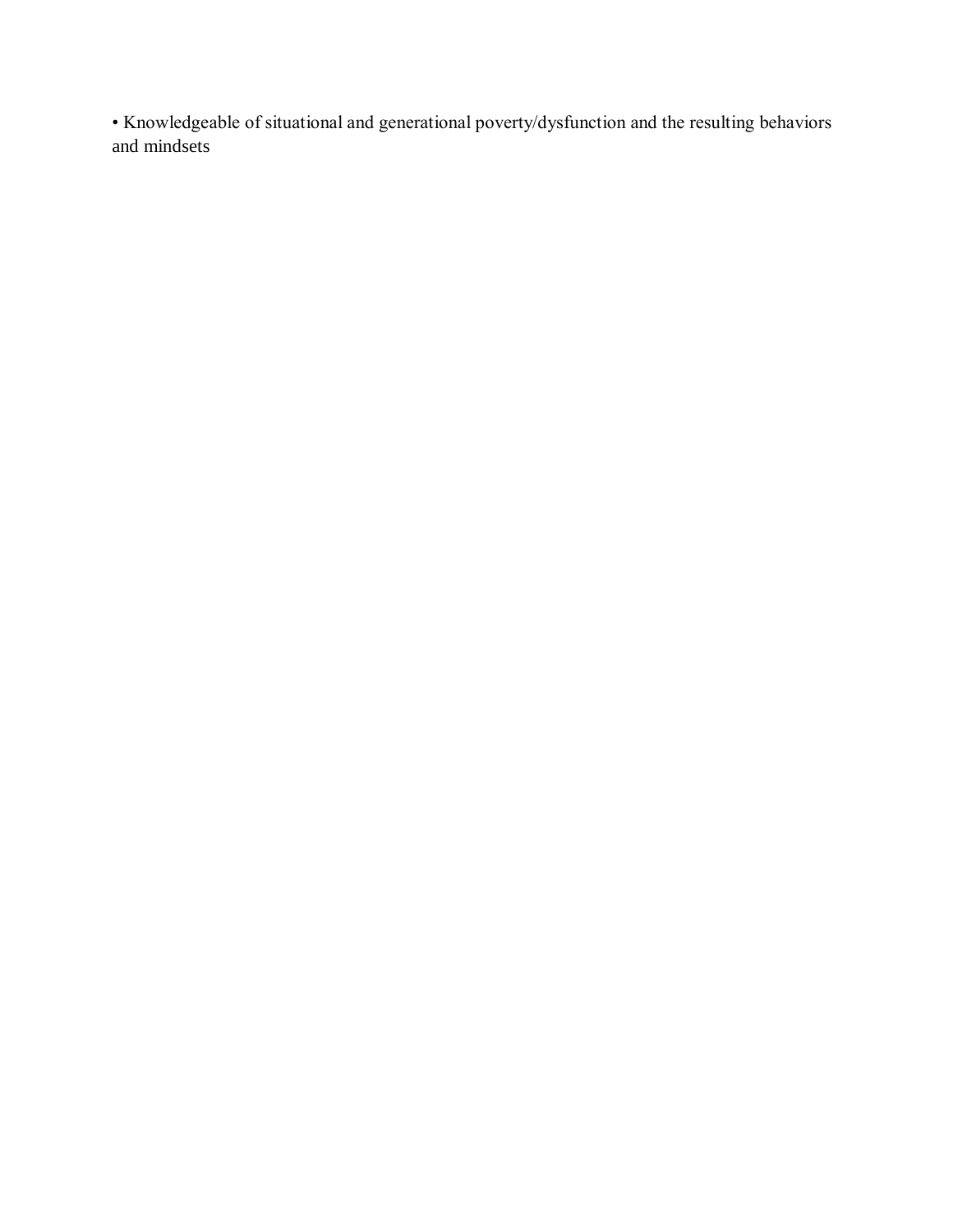- Knowledgeable of situational and generational poverty/dysfunction and the resulting behaviors and mindsets